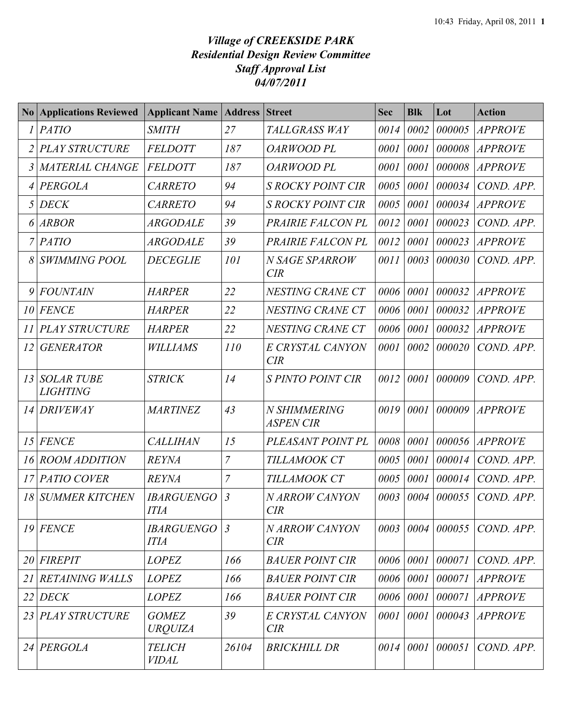# *Village of CREEKSIDE PARK*
## *Residential Design Review Committee*
## *Staff Approval List*
## *04/07/2011*

| No | Applications Reviewed | Applicant Name | Address | Street | Sec | Blk | Lot | Action |
|---|---|---|---|---|---|---|---|---|
| 1 | PATIO | SMITH | 27 | TALLGRASS WAY | 0014 | 0002 | 000005 | APPROVE |
| 2 | PLAY STRUCTURE | FELDOTT | 187 | OARWOOD PL | 0001 | 0001 | 000008 | APPROVE |
| 3 | MATERIAL CHANGE | FELDOTT | 187 | OARWOOD PL | 0001 | 0001 | 000008 | APPROVE |
| 4 | PERGOLA | CARRETO | 94 | S ROCKY POINT CIR | 0005 | 0001 | 000034 | COND. APP. |
| 5 | DECK | CARRETO | 94 | S ROCKY POINT CIR | 0005 | 0001 | 000034 | APPROVE |
| 6 | ARBOR | ARGODALE | 39 | PRAIRIE FALCON PL | 0012 | 0001 | 000023 | COND. APP. |
| 7 | PATIO | ARGODALE | 39 | PRAIRIE FALCON PL | 0012 | 0001 | 000023 | APPROVE |
| 8 | SWIMMING POOL | DECEGLIE | 101 | N SAGE SPARROW CIR | 0011 | 0003 | 000030 | COND. APP. |
| 9 | FOUNTAIN | HARPER | 22 | NESTING CRANE CT | 0006 | 0001 | 000032 | APPROVE |
| 10 | FENCE | HARPER | 22 | NESTING CRANE CT | 0006 | 0001 | 000032 | APPROVE |
| 11 | PLAY STRUCTURE | HARPER | 22 | NESTING CRANE CT | 0006 | 0001 | 000032 | APPROVE |
| 12 | GENERATOR | WILLIAMS | 110 | E CRYSTAL CANYON CIR | 0001 | 0002 | 000020 | COND. APP. |
| 13 | SOLAR TUBE LIGHTING | STRICK | 14 | S PINTO POINT CIR | 0012 | 0001 | 000009 | COND. APP. |
| 14 | DRIVEWAY | MARTINEZ | 43 | N SHIMMERING ASPEN CIR | 0019 | 0001 | 000009 | APPROVE |
| 15 | FENCE | CALLIHAN | 15 | PLEASANT POINT PL | 0008 | 0001 | 000056 | APPROVE |
| 16 | ROOM ADDITION | REYNA | 7 | TILLAMOOK CT | 0005 | 0001 | 000014 | COND. APP. |
| 17 | PATIO COVER | REYNA | 7 | TILLAMOOK CT | 0005 | 0001 | 000014 | COND. APP. |
| 18 | SUMMER KITCHEN | IBARGUENGOITIA | 3 | N ARROW CANYON CIR | 0003 | 0004 | 000055 | COND. APP. |
| 19 | FENCE | IBARGUENGOITIA | 3 | N ARROW CANYON CIR | 0003 | 0004 | 000055 | COND. APP. |
| 20 | FIREPIT | LOPEZ | 166 | BAUER POINT CIR | 0006 | 0001 | 000071 | COND. APP. |
| 21 | RETAINING WALLS | LOPEZ | 166 | BAUER POINT CIR | 0006 | 0001 | 000071 | APPROVE |
| 22 | DECK | LOPEZ | 166 | BAUER POINT CIR | 0006 | 0001 | 000071 | APPROVE |
| 23 | PLAY STRUCTURE | GOMEZ URQUIZA | 39 | E CRYSTAL CANYON CIR | 0001 | 0001 | 000043 | APPROVE |
| 24 | PERGOLA | TELICH VIDAL | 26104 | BRICKHILL DR | 0014 | 0001 | 000051 | COND. APP. |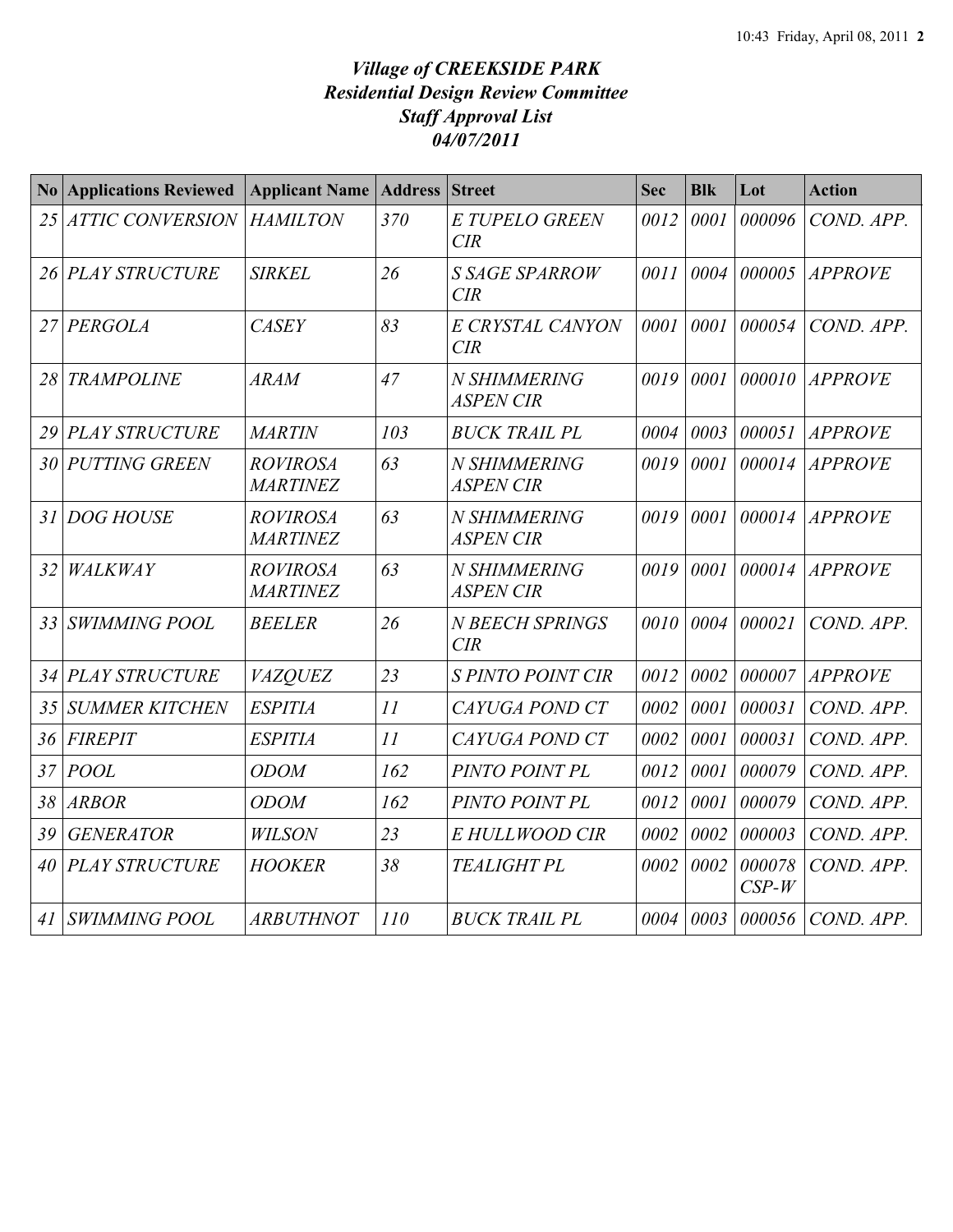# *Village of CREEKSIDE PARK*
## *Residential Design Review Committee*
## *Staff Approval List*
## *04/07/2011*

| No | Applications Reviewed | Applicant Name | Address | Street | Sec | Blk | Lot | Action |
|---|---|---|---|---|---|---|---|---|
| 25 | ATTIC CONVERSION | HAMILTON | 370 | E TUPELO GREEN CIR | 0012 | 0001 | 000096 | COND. APP. |
| 26 | PLAY STRUCTURE | SIRKEL | 26 | S SAGE SPARROW CIR | 0011 | 0004 | 000005 | APPROVE |
| 27 | PERGOLA | CASEY | 83 | E CRYSTAL CANYON CIR | 0001 | 0001 | 000054 | COND. APP. |
| 28 | TRAMPOLINE | ARAM | 47 | N SHIMMERING ASPEN CIR | 0019 | 0001 | 000010 | APPROVE |
| 29 | PLAY STRUCTURE | MARTIN | 103 | BUCK TRAIL PL | 0004 | 0003 | 000051 | APPROVE |
| 30 | PUTTING GREEN | ROVIROSA MARTINEZ | 63 | N SHIMMERING ASPEN CIR | 0019 | 0001 | 000014 | APPROVE |
| 31 | DOG HOUSE | ROVIROSA MARTINEZ | 63 | N SHIMMERING ASPEN CIR | 0019 | 0001 | 000014 | APPROVE |
| 32 | WALKWAY | ROVIROSA MARTINEZ | 63 | N SHIMMERING ASPEN CIR | 0019 | 0001 | 000014 | APPROVE |
| 33 | SWIMMING POOL | BEELER | 26 | N BEECH SPRINGS CIR | 0010 | 0004 | 000021 | COND. APP. |
| 34 | PLAY STRUCTURE | VAZQUEZ | 23 | S PINTO POINT CIR | 0012 | 0002 | 000007 | APPROVE |
| 35 | SUMMER KITCHEN | ESPITIA | 11 | CAYUGA POND CT | 0002 | 0001 | 000031 | COND. APP. |
| 36 | FIREPIT | ESPITIA | 11 | CAYUGA POND CT | 0002 | 0001 | 000031 | COND. APP. |
| 37 | POOL | ODOM | 162 | PINTO POINT PL | 0012 | 0001 | 000079 | COND. APP. |
| 38 | ARBOR | ODOM | 162 | PINTO POINT PL | 0012 | 0001 | 000079 | COND. APP. |
| 39 | GENERATOR | WILSON | 23 | E HULLWOOD CIR | 0002 | 0002 | 000003 | COND. APP. |
| 40 | PLAY STRUCTURE | HOOKER | 38 | TEALIGHT PL | 0002 | 0002 | 000078 CSP-W | COND. APP. |
| 41 | SWIMMING POOL | ARBUTHNOT | 110 | BUCK TRAIL PL | 0004 | 0003 | 000056 | COND. APP. |